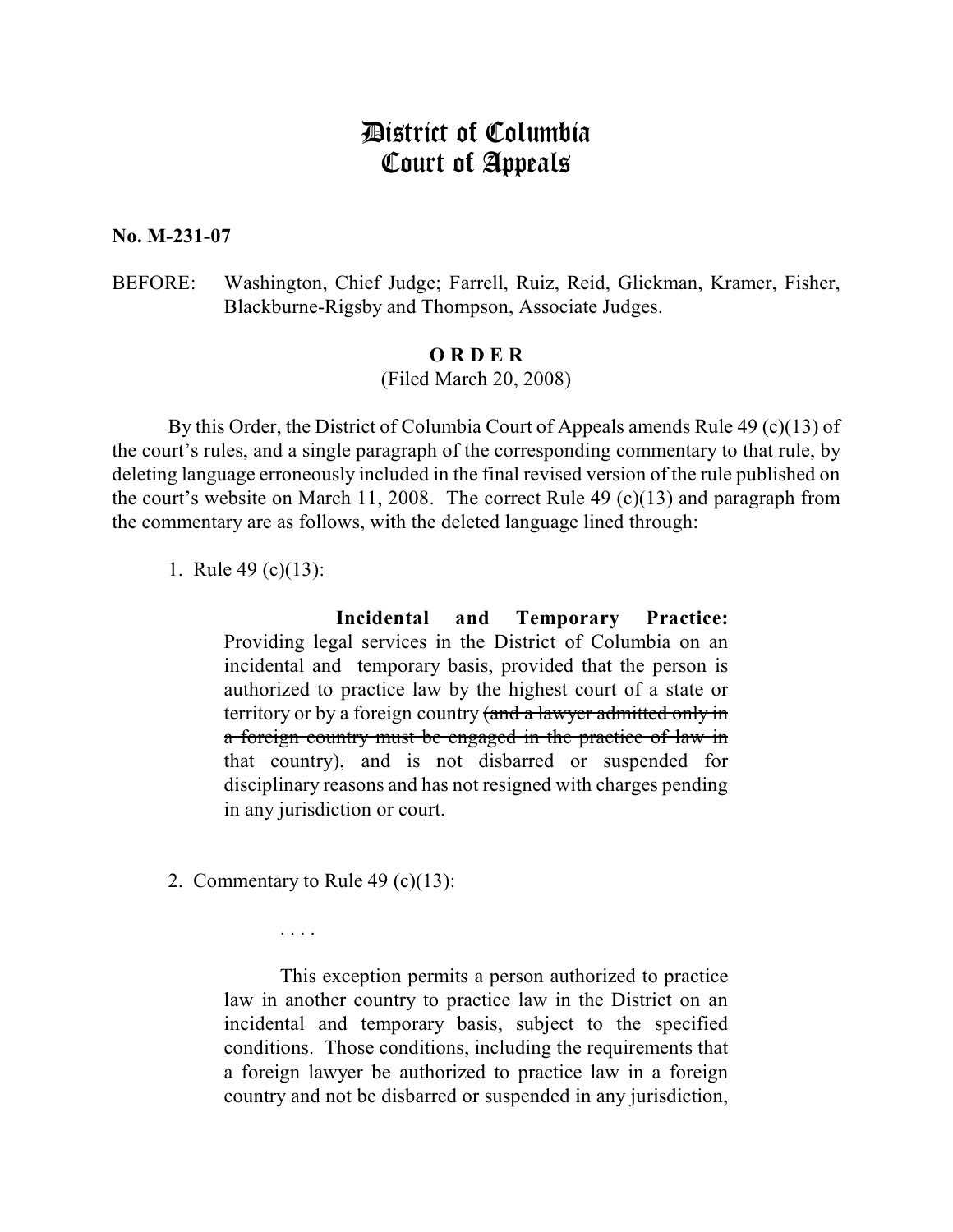# District of Columbia Court of Appeals

**No. M-231-07**

BEFORE: Washington, Chief Judge; Farrell, Ruiz, Reid, Glickman, Kramer, Fisher, Blackburne-Rigsby and Thompson, Associate Judges.

**O R D E R**

(Filed March 20, 2008)

By this Order, the District of Columbia Court of Appeals amends Rule 49 (c)(13) of the court's rules, and a single paragraph of the corresponding commentary to that rule, by deleting language erroneously included in the final revised version of the rule published on the court's website on March 11, 2008. The correct Rule 49 (c)(13) and paragraph from the commentary are as follows, with the deleted language lined through:

1. Rule 49 (c)(13):

> **Incidental and Temporary Practice:** Providing legal services in the District of Columbia on an incidental and temporary basis, provided that the person is authorized to practice law by the highest court of a state or territory or by a foreign country ~~(and a lawyer admitted only in a foreign country must be engaged in the practice of law in that country),~~ and is not disbarred or suspended for disciplinary reasons and has not resigned with charges pending in any jurisdiction or court.

2. Commentary to Rule 49 (c)(13):

> . . . .
>
> This exception permits a person authorized to practice law in another country to practice law in the District on an incidental and temporary basis, subject to the specified conditions. Those conditions, including the requirements that a foreign lawyer be authorized to practice law in a foreign country and not be disbarred or suspended in any jurisdiction,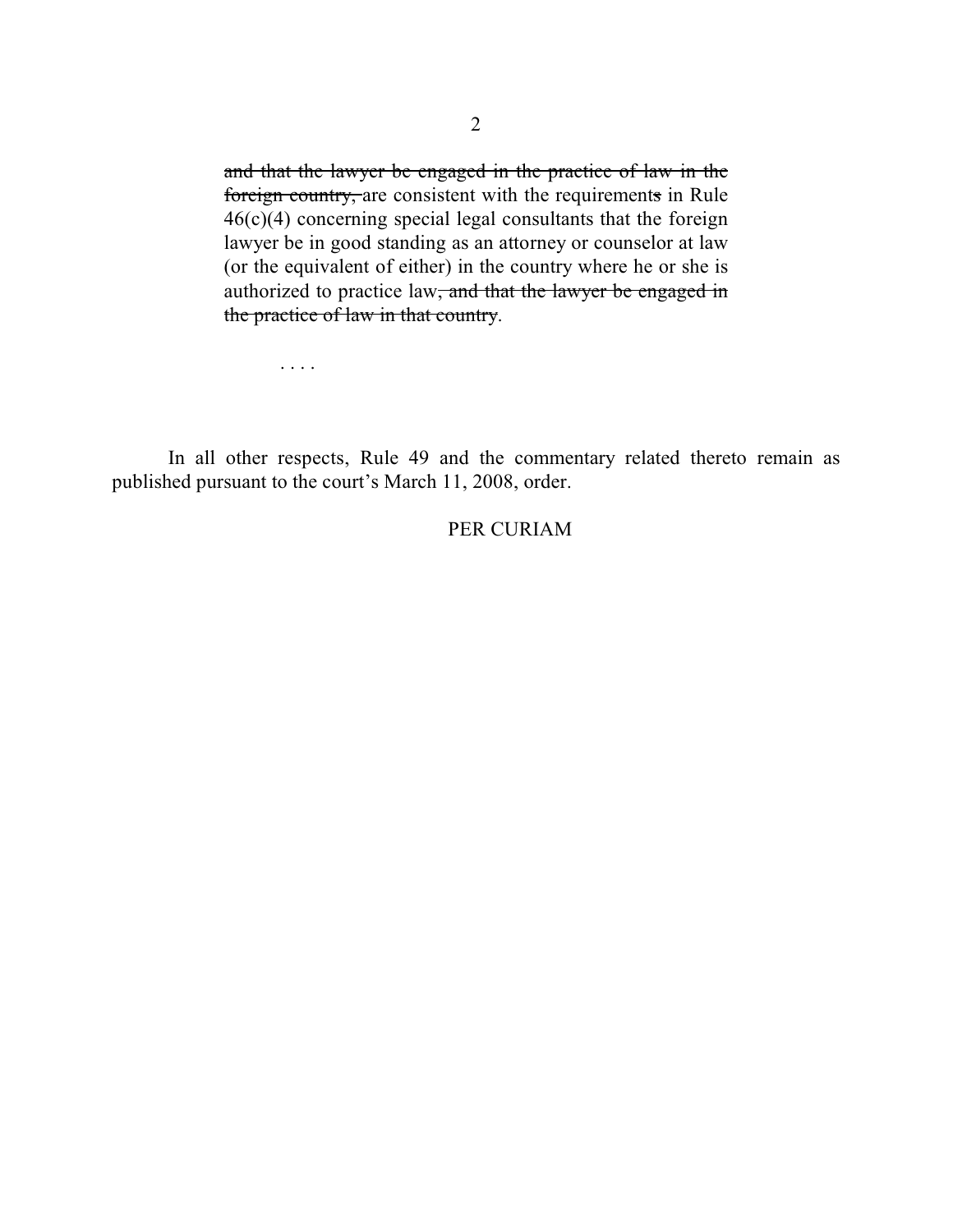> ~~and that the lawyer be engaged in the practice of law in the foreign country,~~ are consistent with the requirement~~s~~ in Rule 46(c)(4) concerning special legal consultants that the foreign lawyer be in good standing as an attorney or counselor at law (or the equivalent of either) in the country where he or she is authorized to practice law~~, and that the lawyer be engaged in the practice of law in that country~~.
>
> . . . .

In all other respects, Rule 49 and the commentary related thereto remain as published pursuant to the court's March 11, 2008, order.

PER CURIAM